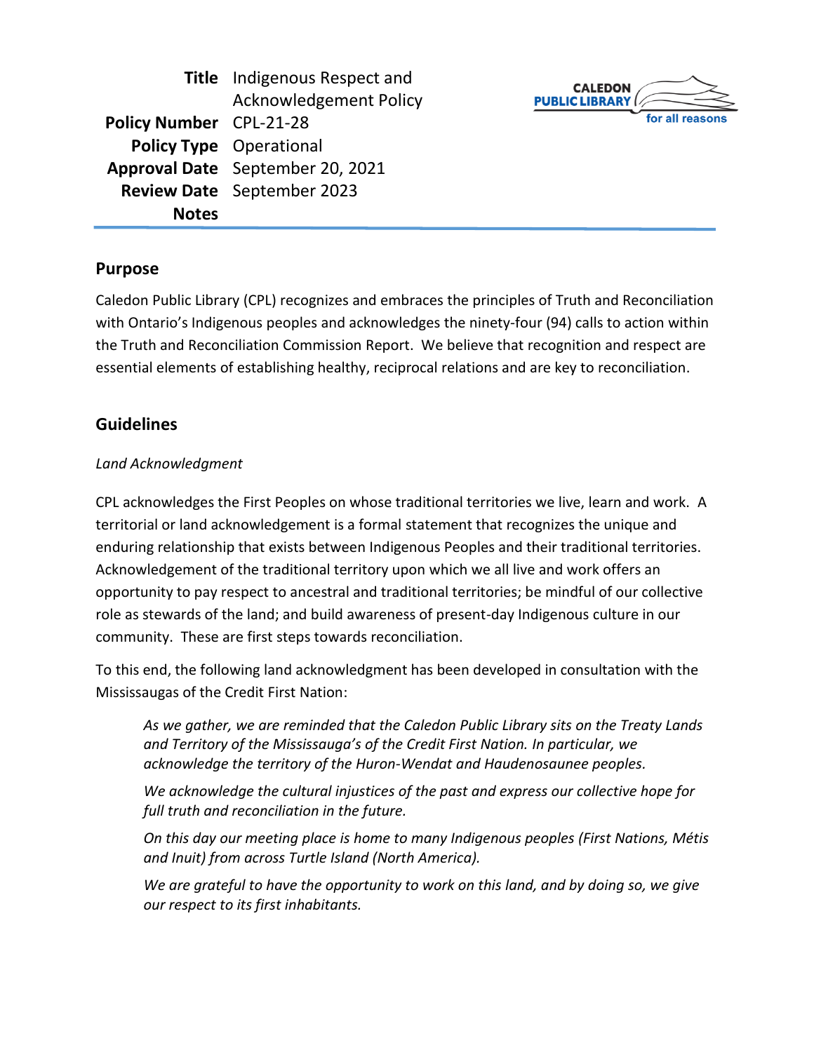| | |
|---|---|
| **Title** | Indigenous Respect and Acknowledgement Policy |
| **Policy Number** | CPL-21-28 |
| **Policy Type** | Operational |
| **Approval Date** | September 20, 2021 |
| **Review Date** | September 2023 |
| **Notes** | |

CALEDON PUBLIC LIBRARY
for all reasons

## Purpose

Caledon Public Library (CPL) recognizes and embraces the principles of Truth and Reconciliation with Ontario's Indigenous peoples and acknowledges the ninety-four (94) calls to action within the Truth and Reconciliation Commission Report. We believe that recognition and respect are essential elements of establishing healthy, reciprocal relations and are key to reconciliation.

## Guidelines

*Land Acknowledgment*

CPL acknowledges the First Peoples on whose traditional territories we live, learn and work. A territorial or land acknowledgement is a formal statement that recognizes the unique and enduring relationship that exists between Indigenous Peoples and their traditional territories. Acknowledgement of the traditional territory upon which we all live and work offers an opportunity to pay respect to ancestral and traditional territories; be mindful of our collective role as stewards of the land; and build awareness of present-day Indigenous culture in our community. These are first steps towards reconciliation.

To this end, the following land acknowledgment has been developed in consultation with the Mississaugas of the Credit First Nation:

> *As we gather, we are reminded that the Caledon Public Library sits on the Treaty Lands and Territory of the Mississauga's of the Credit First Nation. In particular, we acknowledge the territory of the Huron-Wendat and Haudenosaunee peoples.*
>
> *We acknowledge the cultural injustices of the past and express our collective hope for full truth and reconciliation in the future.*
>
> *On this day our meeting place is home to many Indigenous peoples (First Nations, Métis and Inuit) from across Turtle Island (North America).*
>
> *We are grateful to have the opportunity to work on this land, and by doing so, we give our respect to its first inhabitants.*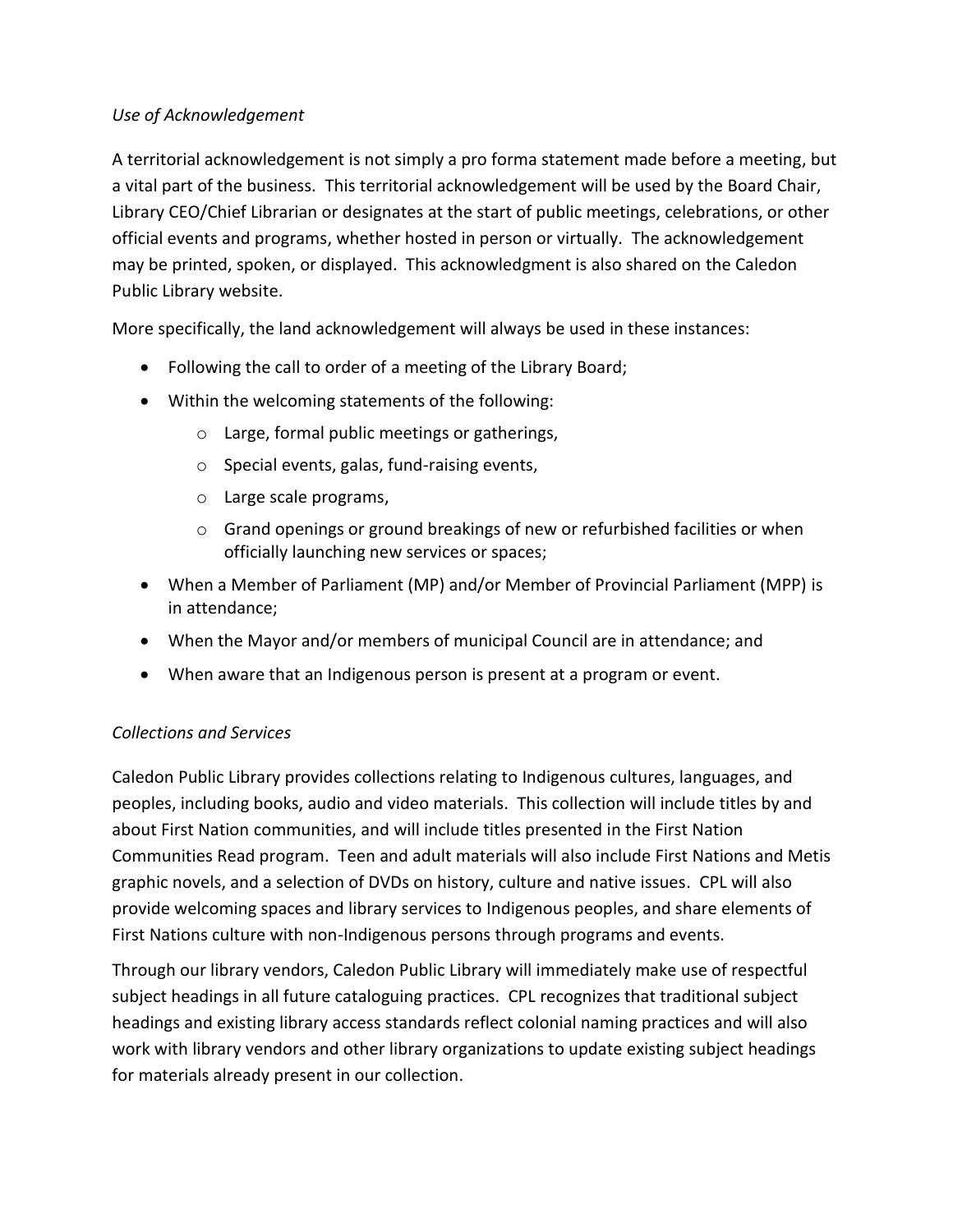*Use of Acknowledgement*

A territorial acknowledgement is not simply a pro forma statement made before a meeting, but a vital part of the business. This territorial acknowledgement will be used by the Board Chair, Library CEO/Chief Librarian or designates at the start of public meetings, celebrations, or other official events and programs, whether hosted in person or virtually. The acknowledgement may be printed, spoken, or displayed. This acknowledgment is also shared on the Caledon Public Library website.

More specifically, the land acknowledgement will always be used in these instances:

- Following the call to order of a meeting of the Library Board;
- Within the welcoming statements of the following:
  - Large, formal public meetings or gatherings,
  - Special events, galas, fund-raising events,
  - Large scale programs,
  - Grand openings or ground breakings of new or refurbished facilities or when officially launching new services or spaces;
- When a Member of Parliament (MP) and/or Member of Provincial Parliament (MPP) is in attendance;
- When the Mayor and/or members of municipal Council are in attendance; and
- When aware that an Indigenous person is present at a program or event.

*Collections and Services*

Caledon Public Library provides collections relating to Indigenous cultures, languages, and peoples, including books, audio and video materials. This collection will include titles by and about First Nation communities, and will include titles presented in the First Nation Communities Read program. Teen and adult materials will also include First Nations and Metis graphic novels, and a selection of DVDs on history, culture and native issues. CPL will also provide welcoming spaces and library services to Indigenous peoples, and share elements of First Nations culture with non-Indigenous persons through programs and events.

Through our library vendors, Caledon Public Library will immediately make use of respectful subject headings in all future cataloguing practices. CPL recognizes that traditional subject headings and existing library access standards reflect colonial naming practices and will also work with library vendors and other library organizations to update existing subject headings for materials already present in our collection.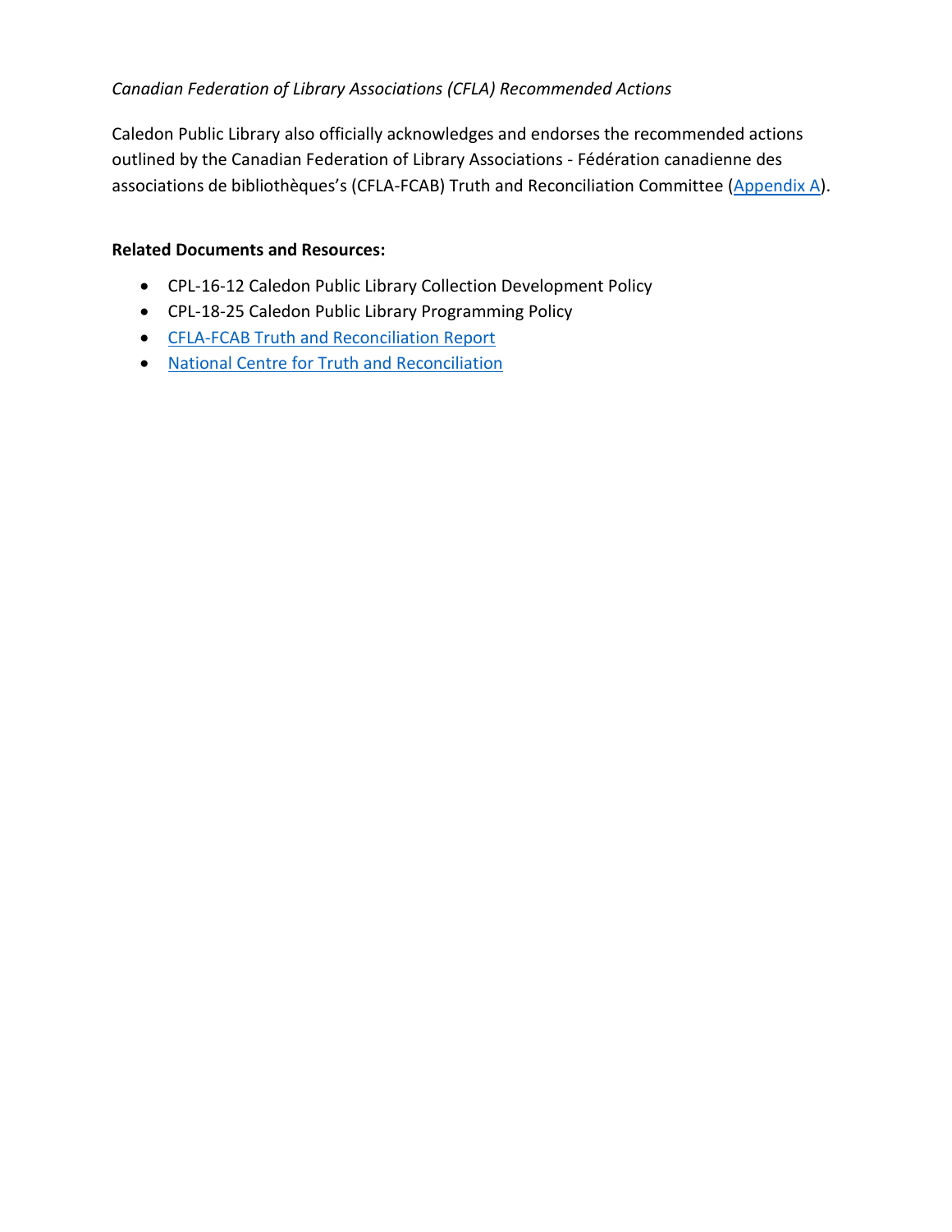*Canadian Federation of Library Associations (CFLA) Recommended Actions*

Caledon Public Library also officially acknowledges and endorses the recommended actions outlined by the Canadian Federation of Library Associations - Fédération canadienne des associations de bibliothèques's (CFLA-FCAB) Truth and Reconciliation Committee (Appendix A).

**Related Documents and Resources:**

- CPL-16-12 Caledon Public Library Collection Development Policy
- CPL-18-25 Caledon Public Library Programming Policy
- CFLA-FCAB Truth and Reconciliation Report
- National Centre for Truth and Reconciliation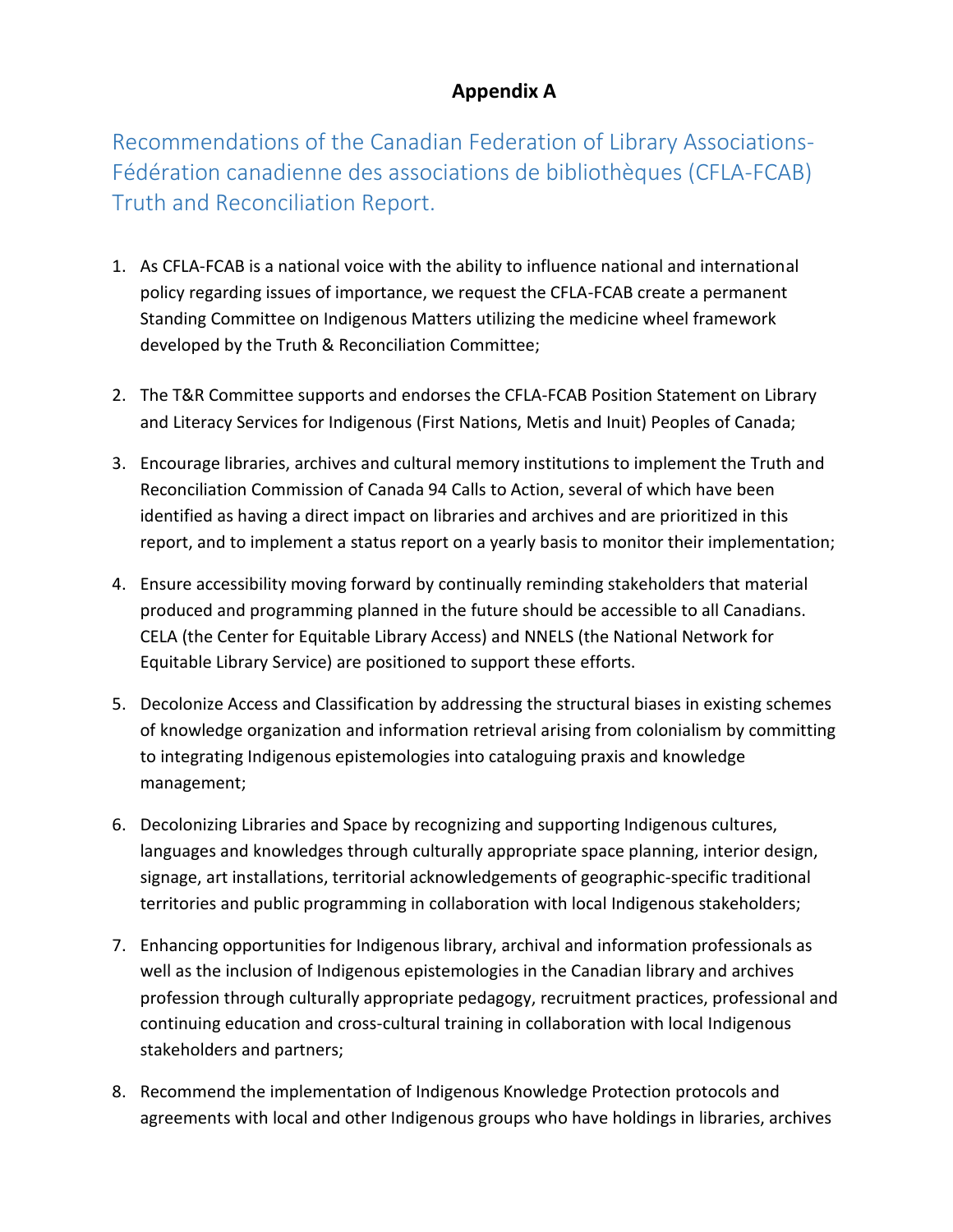# Appendix A

## Recommendations of the Canadian Federation of Library Associations-Fédération canadienne des associations de bibliothèques (CFLA-FCAB) Truth and Reconciliation Report.

1. As CFLA-FCAB is a national voice with the ability to influence national and international policy regarding issues of importance, we request the CFLA-FCAB create a permanent Standing Committee on Indigenous Matters utilizing the medicine wheel framework developed by the Truth & Reconciliation Committee;

2. The T&R Committee supports and endorses the CFLA-FCAB Position Statement on Library and Literacy Services for Indigenous (First Nations, Metis and Inuit) Peoples of Canada;

3. Encourage libraries, archives and cultural memory institutions to implement the Truth and Reconciliation Commission of Canada 94 Calls to Action, several of which have been identified as having a direct impact on libraries and archives and are prioritized in this report, and to implement a status report on a yearly basis to monitor their implementation;

4. Ensure accessibility moving forward by continually reminding stakeholders that material produced and programming planned in the future should be accessible to all Canadians. CELA (the Center for Equitable Library Access) and NNELS (the National Network for Equitable Library Service) are positioned to support these efforts.

5. Decolonize Access and Classification by addressing the structural biases in existing schemes of knowledge organization and information retrieval arising from colonialism by committing to integrating Indigenous epistemologies into cataloguing praxis and knowledge management;

6. Decolonizing Libraries and Space by recognizing and supporting Indigenous cultures, languages and knowledges through culturally appropriate space planning, interior design, signage, art installations, territorial acknowledgements of geographic-specific traditional territories and public programming in collaboration with local Indigenous stakeholders;

7. Enhancing opportunities for Indigenous library, archival and information professionals as well as the inclusion of Indigenous epistemologies in the Canadian library and archives profession through culturally appropriate pedagogy, recruitment practices, professional and continuing education and cross-cultural training in collaboration with local Indigenous stakeholders and partners;

8. Recommend the implementation of Indigenous Knowledge Protection protocols and agreements with local and other Indigenous groups who have holdings in libraries, archives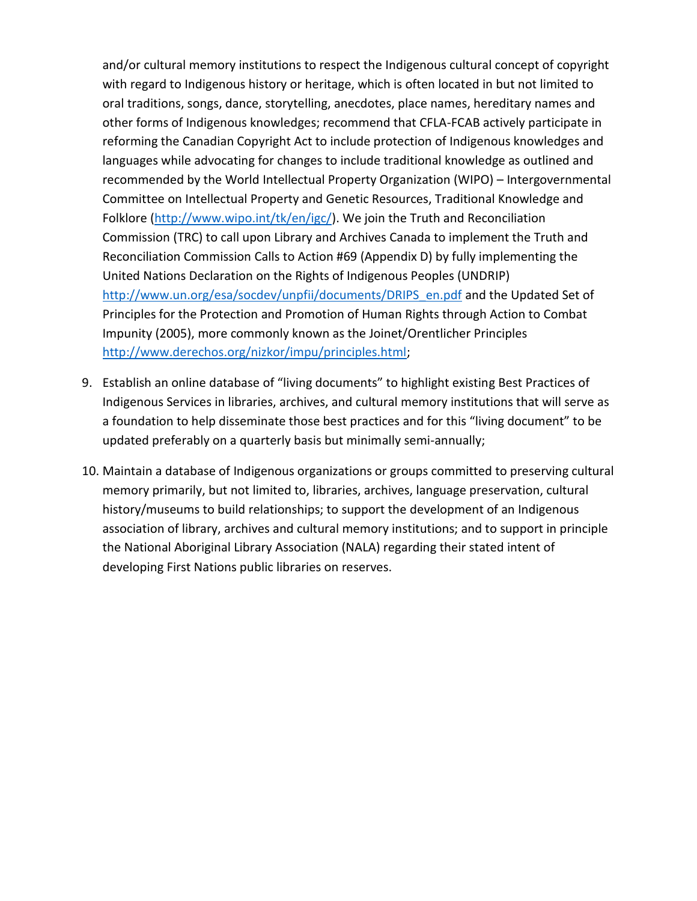and/or cultural memory institutions to respect the Indigenous cultural concept of copyright with regard to Indigenous history or heritage, which is often located in but not limited to oral traditions, songs, dance, storytelling, anecdotes, place names, hereditary names and other forms of Indigenous knowledges; recommend that CFLA-FCAB actively participate in reforming the Canadian Copyright Act to include protection of Indigenous knowledges and languages while advocating for changes to include traditional knowledge as outlined and recommended by the World Intellectual Property Organization (WIPO) – Intergovernmental Committee on Intellectual Property and Genetic Resources, Traditional Knowledge and Folklore (http://www.wipo.int/tk/en/igc/). We join the Truth and Reconciliation Commission (TRC) to call upon Library and Archives Canada to implement the Truth and Reconciliation Commission Calls to Action #69 (Appendix D) by fully implementing the United Nations Declaration on the Rights of Indigenous Peoples (UNDRIP) http://www.un.org/esa/socdev/unpfii/documents/DRIPS_en.pdf and the Updated Set of Principles for the Protection and Promotion of Human Rights through Action to Combat Impunity (2005), more commonly known as the Joinet/Orentlicher Principles http://www.derechos.org/nizkor/impu/principles.html;

9. Establish an online database of "living documents" to highlight existing Best Practices of Indigenous Services in libraries, archives, and cultural memory institutions that will serve as a foundation to help disseminate those best practices and for this "living document" to be updated preferably on a quarterly basis but minimally semi-annually;

10. Maintain a database of Indigenous organizations or groups committed to preserving cultural memory primarily, but not limited to, libraries, archives, language preservation, cultural history/museums to build relationships; to support the development of an Indigenous association of library, archives and cultural memory institutions; and to support in principle the National Aboriginal Library Association (NALA) regarding their stated intent of developing First Nations public libraries on reserves.